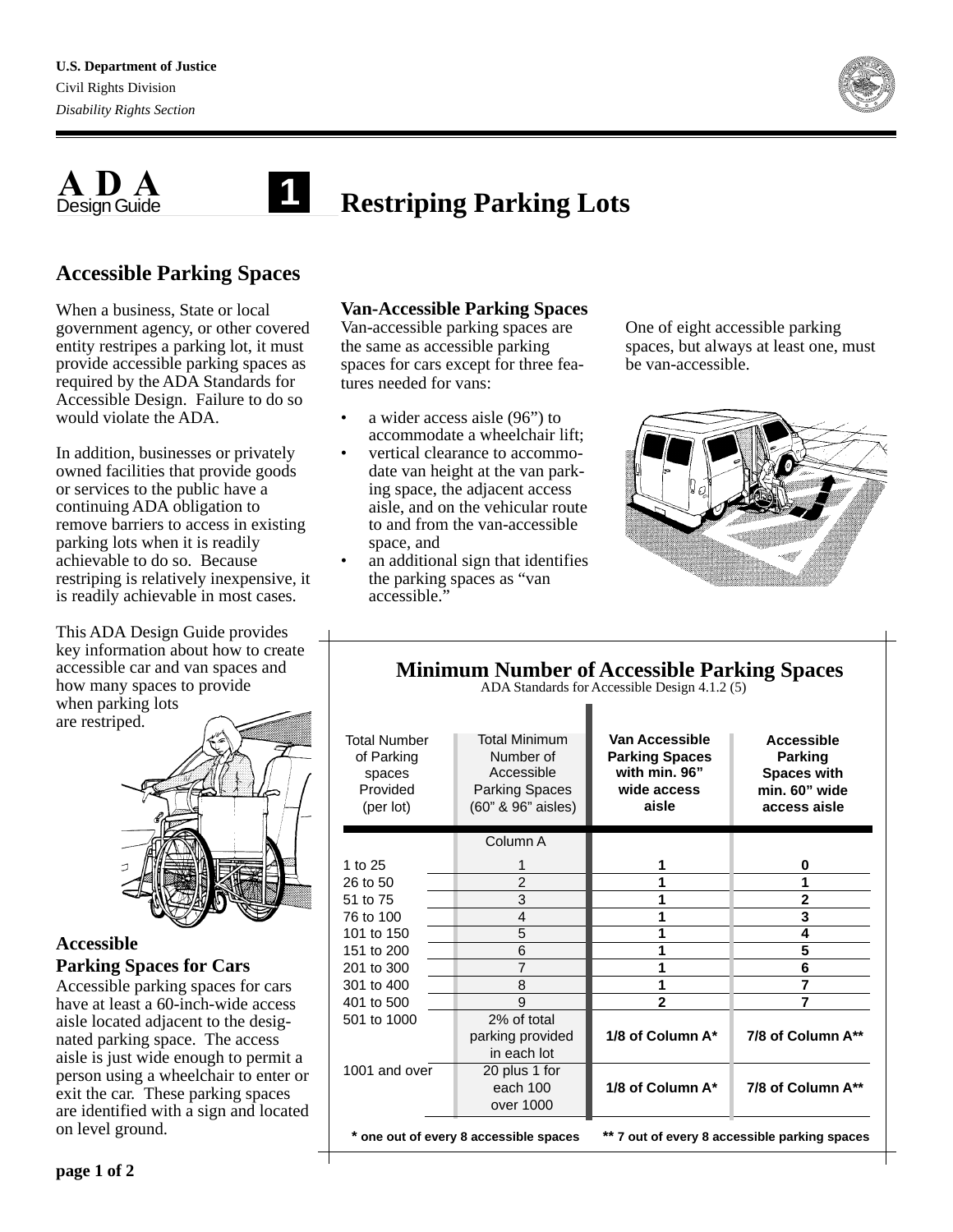U.S. Department of Justice
Civil Rights Division
*Disability Rights Section*

# ADA Design Guide 1: Restriping Parking Lots

## Accessible Parking Spaces

When a business, State or local government agency, or other covered entity restripes a parking lot, it must provide accessible parking spaces as required by the ADA Standards for Accessible Design. Failure to do so would violate the ADA.

In addition, businesses or privately owned facilities that provide goods or services to the public have a continuing ADA obligation to remove barriers to access in existing parking lots when it is readily achievable to do so. Because restriping is relatively inexpensive, it is readily achievable in most cases.

This ADA Design Guide provides key information about how to create accessible car and van spaces and how many spaces to provide when parking lots are restriped.

### Accessible Parking Spaces for Cars

Accessible parking spaces for cars have at least a 60-inch-wide access aisle located adjacent to the designated parking space. The access aisle is just wide enough to permit a person using a wheelchair to enter or exit the car. These parking spaces are identified with a sign and located on level ground.

### Van-Accessible Parking Spaces

Van-accessible parking spaces are the same as accessible parking spaces for cars except for three features needed for vans:

- a wider access aisle (96") to accommodate a wheelchair lift;
- vertical clearance to accommodate van height at the van parking space, the adjacent access aisle, and on the vehicular route to and from the van-accessible space, and
- an additional sign that identifies the parking spaces as "van accessible."

One of eight accessible parking spaces, but always at least one, must be van-accessible.

### Minimum Number of Accessible Parking Spaces

ADA Standards for Accessible Design 4.1.2 (5)

| Total Number of Parking spaces Provided (per lot) | Total Minimum Number of Accessible Parking Spaces (60" & 96" aisles) | **Van Accessible Parking Spaces with min. 96" wide access aisle** | **Accessible Parking Spaces with min. 60" wide access aisle** |
|---|---|---|---|
| | Column A | | |
| 1 to 25 | 1 | **1** | **0** |
| 26 to 50 | 2 | **1** | **1** |
| 51 to 75 | 3 | **1** | **2** |
| 76 to 100 | 4 | **1** | **3** |
| 101 to 150 | 5 | **1** | **4** |
| 151 to 200 | 6 | **1** | **5** |
| 201 to 300 | 7 | **1** | **6** |
| 301 to 400 | 8 | **1** | **7** |
| 401 to 500 | 9 | **2** | **7** |
| 501 to 1000 | 2% of total parking provided in each lot | **1/8 of Column A*** | **7/8 of Column A**** |
| 1001 and over | 20 plus 1 for each 100 over 1000 | **1/8 of Column A*** | **7/8 of Column A**** |

**\* one out of every 8 accessible spaces**   **** 7 out of every 8 accessible parking spaces**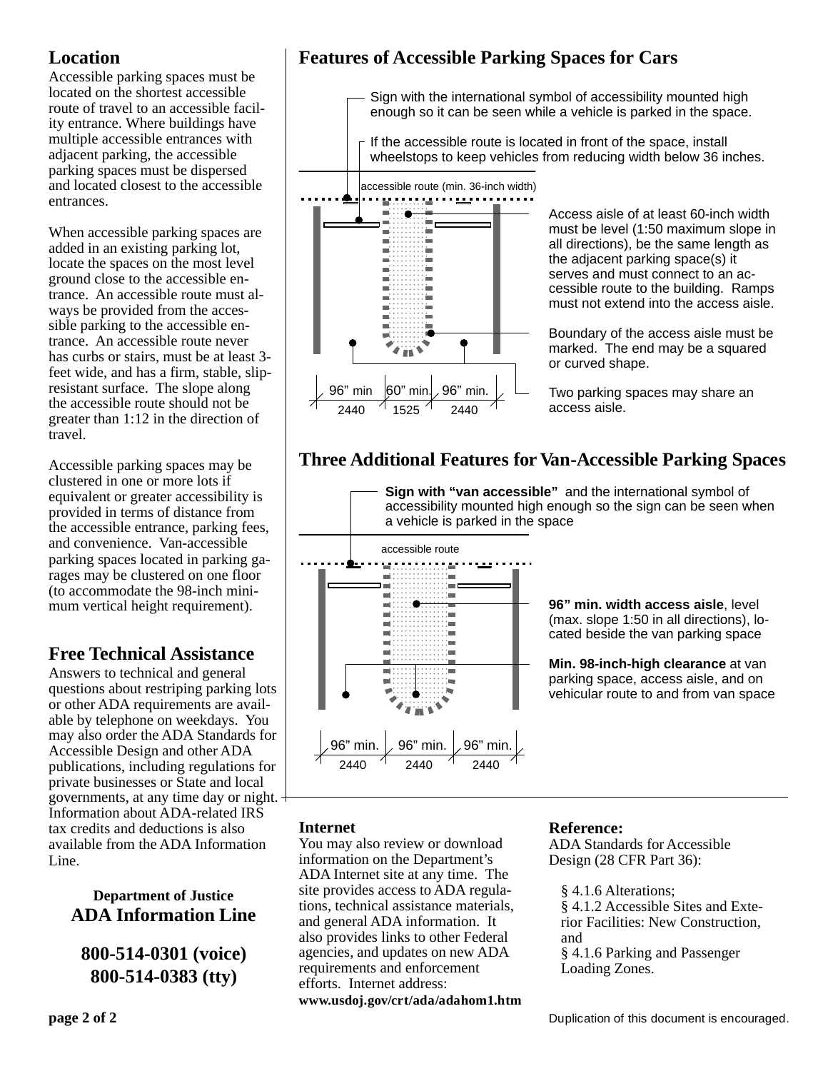## Location

Accessible parking spaces must be located on the shortest accessible route of travel to an accessible facility entrance. Where buildings have multiple accessible entrances with adjacent parking, the accessible parking spaces must be dispersed and located closest to the accessible entrances.

When accessible parking spaces are added in an existing parking lot, locate the spaces on the most level ground close to the accessible entrance. An accessible route must always be provided from the accessible parking to the accessible entrance. An accessible route never has curbs or stairs, must be at least 3-feet wide, and has a firm, stable, slip-resistant surface. The slope along the accessible route should not be greater than 1:12 in the direction of travel.

Accessible parking spaces may be clustered in one or more lots if equivalent or greater accessibility is provided in terms of distance from the accessible entrance, parking fees, and convenience. Van-accessible parking spaces located in parking garages may be clustered on one floor (to accommodate the 98-inch minimum vertical height requirement).

## Free Technical Assistance

Answers to technical and general questions about restriping parking lots or other ADA requirements are available by telephone on weekdays. You may also order the ADA Standards for Accessible Design and other ADA publications, including regulations for private businesses or State and local governments, at any time day or night. Information about ADA-related IRS tax credits and deductions is also available from the ADA Information Line.

**Department of Justice**
**ADA Information Line**

**800-514-0301 (voice)**
**800-514-0383 (tty)**

## Features of Accessible Parking Spaces for Cars

Sign with the international symbol of accessibility mounted high enough so it can be seen while a vehicle is parked in the space.

If the accessible route is located in front of the space, install wheelstops to keep vehicles from reducing width below 36 inches.

accessible route (min. 36-inch width)

Access aisle of at least 60-inch width must be level (1:50 maximum slope in all directions), be the same length as the adjacent parking space(s) it serves and must connect to an accessible route to the building. Ramps must not extend into the access aisle.

Boundary of the access aisle must be marked. The end may be a squared or curved shape.

Two parking spaces may share an access aisle.

96" min 60" min. 96" min.
2440 1525 2440

## Three Additional Features for Van-Accessible Parking Spaces

**Sign with "van accessible"** and the international symbol of accessibility mounted high enough so the sign can be seen when a vehicle is parked in the space

accessible route

**96" min. width access aisle**, level (max. slope 1:50 in all directions), located beside the van parking space

**Min. 98-inch-high clearance** at van parking space, access aisle, and on vehicular route to and from van space

96" min. 96" min. 96" min.
2440 2440 2440

### Internet

You may also review or download information on the Department's ADA Internet site at any time. The site provides access to ADA regulations, technical assistance materials, and general ADA information. It also provides links to other Federal agencies, and updates on new ADA requirements and enforcement efforts. Internet address:
**www.usdoj.gov/crt/ada/adahom1.htm**

### Reference:

ADA Standards for Accessible Design (28 CFR Part 36):

§ 4.1.6 Alterations;
§ 4.1.2 Accessible Sites and Exterior Facilities: New Construction, and
§ 4.1.6 Parking and Passenger Loading Zones.

Duplication of this document is encouraged.